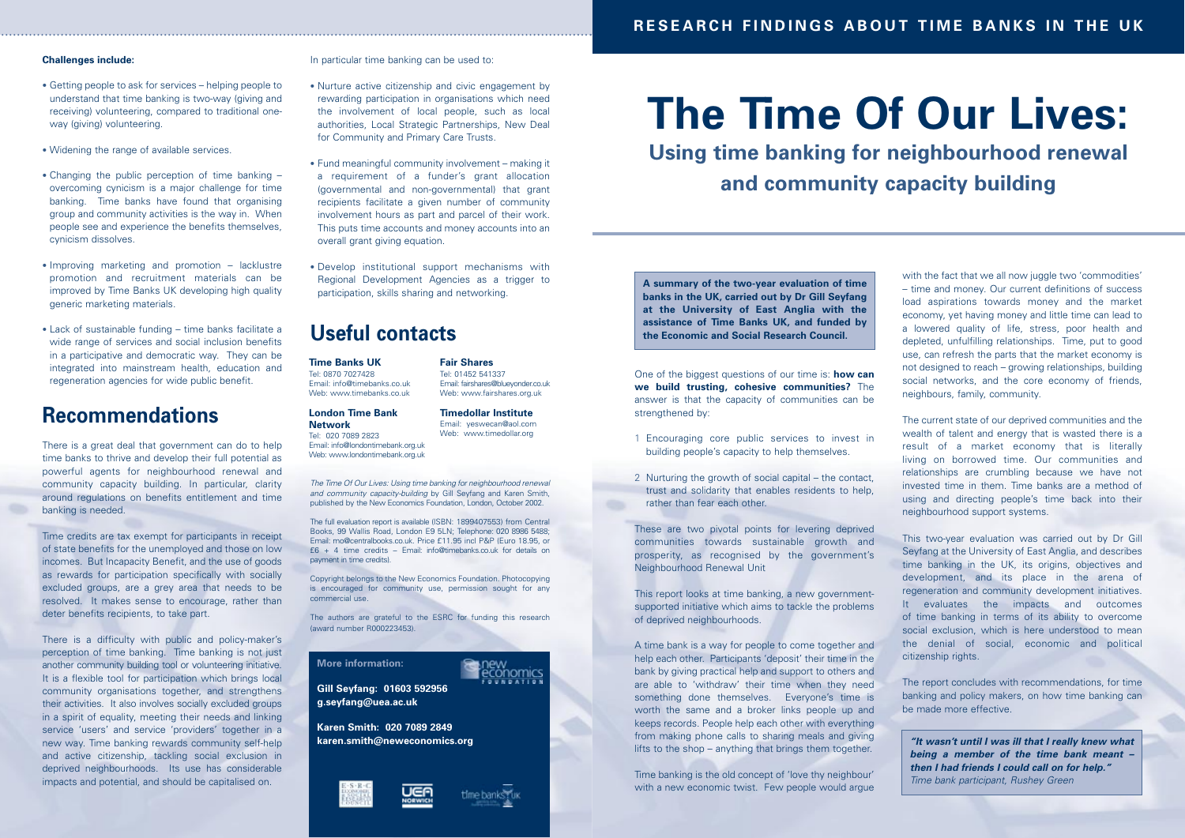# RESEARCH FINDINGS ABOUT TIME BANKS IN THE UK

# The Time Of Our Lives:

## Using time banking for neighbourhood renewal and community capacity building

**A summary of the two-year evaluation of time banks in the UK, carried out by Dr Gill Seyfang at the University of East Anglia with the assistance of Time Banks UK, and funded by the Economic and Social Research Council.**

One of the biggest questions of our time is: **how can we build trusting, cohesive communities?** The answer is that the capacity of communities can be strengthened by:

1. Encouraging core public services to invest in building people's capacity to help themselves.
2. Nurturing the growth of social capital – the contact, trust and solidarity that enables residents to help, rather than fear each other.

These are two pivotal points for levering deprived communities towards sustainable growth and prosperity, as recognised by the government's Neighbourhood Renewal Unit

This report looks at time banking, a new government-supported initiative which aims to tackle the problems of deprived neighbourhoods.

A time bank is a way for people to come together and help each other. Participants 'deposit' their time in the bank by giving practical help and support to others and are able to 'withdraw' their time when they need something done themselves. Everyone's time is worth the same and a broker links people up and keeps records. People help each other with everything from making phone calls to sharing meals and giving lifts to the shop – anything that brings them together.

Time banking is the old concept of 'love thy neighbour' with a new economic twist. Few people would argue with the fact that we all now juggle two 'commodities' – time and money. Our current definitions of success load aspirations towards money and the market economy, yet having money and little time can lead to a lowered quality of life, stress, poor health and depleted, unfulfilling relationships. Time, put to good use, can refresh the parts that the market economy is not designed to reach – growing relationships, building social networks, and the core economy of friends, neighbours, family, community.

The current state of our deprived communities and the wealth of talent and energy that is wasted there is a result of a market economy that is literally living on borrowed time. Our communities and relationships are crumbling because we have not invested time in them. Time banks are a method of using and directing people's time back into their neighbourhood support systems.

This two-year evaluation was carried out by Dr Gill Seyfang at the University of East Anglia, and describes time banking in the UK, its origins, objectives and development, and its place in the arena of regeneration and community development initiatives. It evaluates the impacts and outcomes of time banking in terms of its ability to overcome social exclusion, which is here understood to mean the denial of social, economic and political citizenship rights.

The report concludes with recommendations, for time banking and policy makers, on how time banking can be made more effective.

> ***"It wasn't until I was ill that I really knew what being a member of the time bank meant – then I had friends I could call on for help."***
> *Time bank participant, Rushey Green*

**Challenges include:**

- Getting people to ask for services – helping people to understand that time banking is two-way (giving and receiving) volunteering, compared to traditional one-way (giving) volunteering.
- Widening the range of available services.
- Changing the public perception of time banking – overcoming cynicism is a major challenge for time banking. Time banks have found that organising group and community activities is the way in. When people see and experience the benefits themselves, cynicism dissolves.
- Improving marketing and promotion – lacklustre promotion and recruitment materials can be improved by Time Banks UK developing high quality generic marketing materials.
- Lack of sustainable funding – time banks facilitate a wide range of services and social inclusion benefits in a participative and democratic way. They can be integrated into mainstream health, education and regeneration agencies for wide public benefit.

## Recommendations

There is a great deal that government can do to help time banks to thrive and develop their full potential as powerful agents for neighbourhood renewal and community capacity building. In particular, clarity around regulations on benefits entitlement and time banking is needed.

Time credits are tax exempt for participants in receipt of state benefits for the unemployed and those on low incomes. But Incapacity Benefit, and the use of goods as rewards for participation specifically with socially excluded groups, are a grey area that needs to be resolved. It makes sense to encourage, rather than deter benefits recipients, to take part.

There is a difficulty with public and policy-maker's perception of time banking. Time banking is not just another community building tool or volunteering initiative. It is a flexible tool for participation which brings local community organisations together, and strengthens their activities. It also involves socially excluded groups in a spirit of equality, meeting their needs and linking service 'users' and service 'providers' together in a new way. Time banking rewards community self-help and active citizenship, tackling social exclusion in deprived neighbourhoods. Its use has considerable impacts and potential, and should be capitalised on.

In particular time banking can be used to:

- Nurture active citizenship and civic engagement by rewarding participation in organisations which need the involvement of local people, such as local authorities, Local Strategic Partnerships, New Deal for Community and Primary Care Trusts.
- Fund meaningful community involvement – making it a requirement of a funder's grant allocation (governmental and non-governmental) that grant recipients facilitate a given number of community involvement hours as part and parcel of their work. This puts time accounts and money accounts into an overall grant giving equation.
- Develop institutional support mechanisms with Regional Development Agencies as a trigger to participation, skills sharing and networking.

## Useful contacts

**Time Banks UK**
Tel: 0870 7027428
Email: info@timebanks.co.uk
Web: www.timebanks.co.uk

**Fair Shares**
Tel: 01452 541337
Email: fairshares@blueyonder.co.uk
Web: www.fairshares.org.uk

**London Time Bank Network**
Tel: 020 7089 2823
Email: info@londontimebank.org.uk
Web: www.londontimebank.org.uk

**Timedollar Institute**
Email: yeswecan@aol.com
Web: www.timedollar.org

*The Time Of Our Lives: Using time banking for neighbourhood renewal and community capacity-building* by Gill Seyfang and Karen Smith, published by the New Economics Foundation, London, October 2002.

The full evaluation report is available (ISBN: 1899407553) from Central Books, 99 Wallis Road, London E9 5LN; Telephone: 020 8986 5488; Email: mo@centralbooks.co.uk. Price £11.95 incl P&P (Euro 18.95, or £6 + 4 time credits – Email: info@timebanks.co.uk for details on payment in time credits).

Copyright belongs to the New Economics Foundation. Photocopying is encouraged for community use, permission sought for any commercial use.

The authors are grateful to the ESRC for funding this research (award number R000223453).

**More information:**

**Gill Seyfang: 01603 592956**
**g.seyfang@uea.ac.uk**

**Karen Smith: 020 7089 2849**
**karen.smith@neweconomics.org**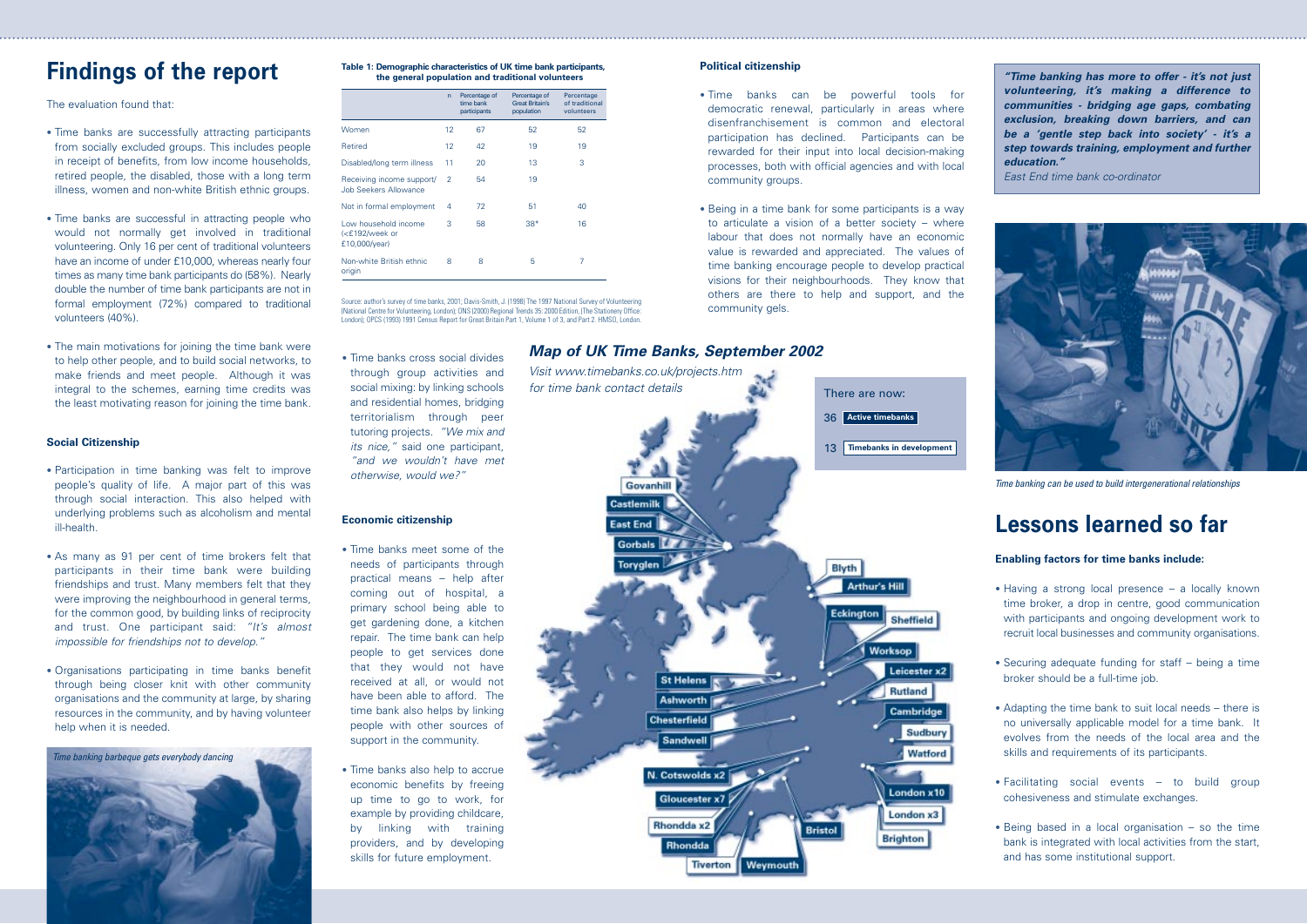## Findings of the report

The evaluation found that:

- Time banks are successfully attracting participants from socially excluded groups. This includes people in receipt of benefits, from low income households, retired people, the disabled, those with a long term illness, women and non-white British ethnic groups.
- Time banks are successful in attracting people who would not normally get involved in traditional volunteering. Only 16 per cent of traditional volunteers have an income of under £10,000, whereas nearly four times as many time bank participants do (58%). Nearly double the number of time bank participants are not in formal employment (72%) compared to traditional volunteers (40%).
- The main motivations for joining the time bank were to help other people, and to build social networks, to make friends and meet people. Although it was integral to the schemes, earning time credits was the least motivating reason for joining the time bank.

### Social Citizenship

- Participation in time banking was felt to improve people's quality of life. A major part of this was through social interaction. This also helped with underlying problems such as alcoholism and mental ill-health.
- As many as 91 per cent of time brokers felt that participants in their time bank were building friendships and trust. Many members felt that they were improving the neighbourhood in general terms, for the common good, by building links of reciprocity and trust. One participant said: *"It's almost impossible for friendships not to develop."*
- Organisations participating in time banks benefit through being closer knit with other community organisations and the community at large, by sharing resources in the community, and by having volunteer help when it is needed.

*Time banking barbeque gets everybody dancing*

**Table 1: Demographic characteristics of UK time bank participants, the general population and traditional volunteers**

| | n | Percentage of time bank participants | Percentage of Great Britain's population | Percentage of traditional volunteers |
|---|---|---|---|---|
| Women | 12 | 67 | 52 | 52 |
| Retired | 12 | 42 | 19 | 19 |
| Disabled/long term illness | 11 | 20 | 13 | 3 |
| Receiving income support/ Job Seekers Allowance | 2 | 54 | 19 | |
| Not in formal employment | 4 | 72 | 51 | 40 |
| Low household income (<£192/week or £10,000/year) | 3 | 58 | 38* | 16 |
| Non-white British ethnic origin | 8 | 8 | 5 | 7 |

Source: author's survey of time banks, 2001; Davis-Smith, J. (1998) The 1997 National Survey of Volunteering (National Centre for Volunteering, London); ONS (2000) Regional Trends 35: 2000 Edition, (The Stationery Office: London); OPCS (1993) 1991 Census Report for Great Britain Part 1, Volume 1 of 3, and Part 2. HMSO, London.

- Time banks cross social divides through group activities and social mixing: by linking schools and residential homes, bridging territorialism through peer tutoring projects. *"We mix and its nice,"* said one participant, *"and we wouldn't have met otherwise, would we?"*

### Economic citizenship

- Time banks meet some of the needs of participants through practical means – help after coming out of hospital, a primary school being able to get gardening done, a kitchen repair. The time bank can help people to get services done that they would not have received at all, or would not have been able to afford. The time bank also helps by linking people with other sources of support in the community.
- Time banks also help to accrue economic benefits by freeing up time to go to work, for example by providing childcare, by linking with training providers, and by developing skills for future employment.

### Political citizenship

- Time banks can be powerful tools for democratic renewal, particularly in areas where disenfranchisement is common and electoral participation has declined. Participants can be rewarded for their input into local decision-making processes, both with official agencies and with local community groups.
- Being in a time bank for some participants is a way to articulate a vision of a better society – where labour that does not normally have an economic value is rewarded and appreciated. The values of time banking encourage people to develop practical visions for their neighbourhoods. They know that others are there to help and support, and the community gels.

### *Map of UK Time Banks, September 2002*

*Visit www.timebanks.co.uk/projects.htm for time bank contact details*

There are now:
36 Active timebanks
13 Timebanks in development

Govanhill
Castlemilk
East End
Gorbals
Toryglen
Blyth
Arthur's Hill
Eckington
Sheffield
Worksop
Leicester x2
Rutland
Cambridge
Sudbury
Watford
London x10
London x3
Brighton
St Helens
Ashworth
Chesterfield
Sandwell
N. Cotswolds x2
Gloucester x7
Rhondda x2
Rhondda
Bristol
Tiverton
Weymouth

***"Time banking has more to offer - it's not just volunteering, it's making a difference to communities - bridging age gaps, combating exclusion, breaking down barriers, and can be a 'gentle step back into society' - it's a step towards training, employment and further education."***

*East End time bank co-ordinator*

*Time banking can be used to build intergenerational relationships*

## Lessons learned so far

**Enabling factors for time banks include:**

- Having a strong local presence – a locally known time broker, a drop in centre, good communication with participants and ongoing development work to recruit local businesses and community organisations.
- Securing adequate funding for staff – being a time broker should be a full-time job.
- Adapting the time bank to suit local needs – there is no universally applicable model for a time bank. It evolves from the needs of the local area and the skills and requirements of its participants.
- Facilitating social events – to build group cohesiveness and stimulate exchanges.
- Being based in a local organisation – so the time bank is integrated with local activities from the start, and has some institutional support.